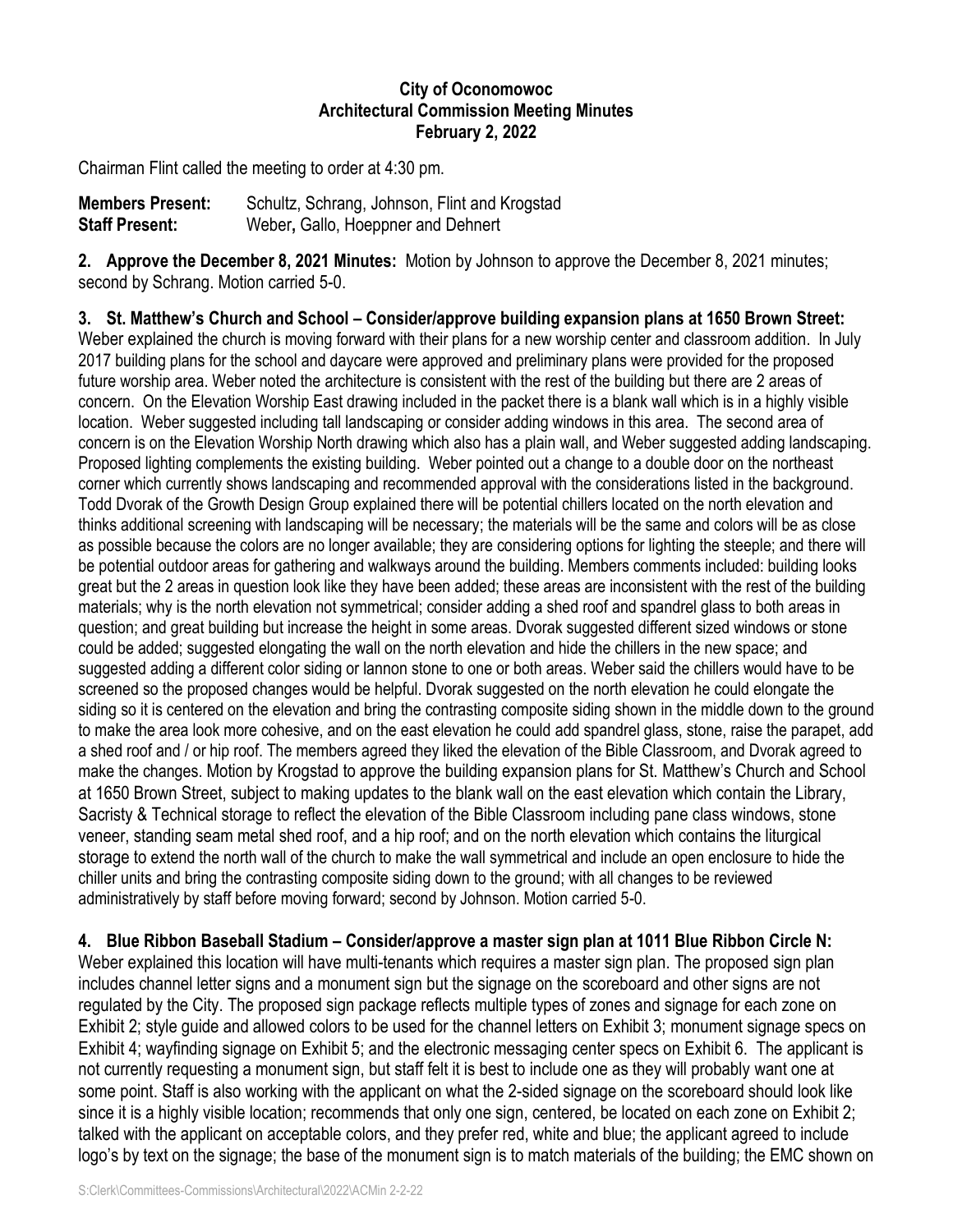**City of Oconomowoc**
**Architectural Commission Meeting Minutes**
**February 2, 2022**

Chairman Flint called the meeting to order at 4:30 pm.

**Members Present:** Schultz, Schrang, Johnson, Flint and Krogstad
**Staff Present:** Weber**,** Gallo, Hoeppner and Dehnert

**2. Approve the December 8, 2021 Minutes:** Motion by Johnson to approve the December 8, 2021 minutes; second by Schrang. Motion carried 5-0.

**3. St. Matthew's Church and School – Consider/approve building expansion plans at 1650 Brown Street:** Weber explained the church is moving forward with their plans for a new worship center and classroom addition. In July 2017 building plans for the school and daycare were approved and preliminary plans were provided for the proposed future worship area. Weber noted the architecture is consistent with the rest of the building but there are 2 areas of concern. On the Elevation Worship East drawing included in the packet there is a blank wall which is in a highly visible location. Weber suggested including tall landscaping or consider adding windows in this area. The second area of concern is on the Elevation Worship North drawing which also has a plain wall, and Weber suggested adding landscaping. Proposed lighting complements the existing building. Weber pointed out a change to a double door on the northeast corner which currently shows landscaping and recommended approval with the considerations listed in the background. Todd Dvorak of the Growth Design Group explained there will be potential chillers located on the north elevation and thinks additional screening with landscaping will be necessary; the materials will be the same and colors will be as close as possible because the colors are no longer available; they are considering options for lighting the steeple; and there will be potential outdoor areas for gathering and walkways around the building. Members comments included: building looks great but the 2 areas in question look like they have been added; these areas are inconsistent with the rest of the building materials; why is the north elevation not symmetrical; consider adding a shed roof and spandrel glass to both areas in question; and great building but increase the height in some areas. Dvorak suggested different sized windows or stone could be added; suggested elongating the wall on the north elevation and hide the chillers in the new space; and suggested adding a different color siding or lannon stone to one or both areas. Weber said the chillers would have to be screened so the proposed changes would be helpful. Dvorak suggested on the north elevation he could elongate the siding so it is centered on the elevation and bring the contrasting composite siding shown in the middle down to the ground to make the area look more cohesive, and on the east elevation he could add spandrel glass, stone, raise the parapet, add a shed roof and / or hip roof. The members agreed they liked the elevation of the Bible Classroom, and Dvorak agreed to make the changes. Motion by Krogstad to approve the building expansion plans for St. Matthew's Church and School at 1650 Brown Street, subject to making updates to the blank wall on the east elevation which contain the Library, Sacristy & Technical storage to reflect the elevation of the Bible Classroom including pane class windows, stone veneer, standing seam metal shed roof, and a hip roof; and on the north elevation which contains the liturgical storage to extend the north wall of the church to make the wall symmetrical and include an open enclosure to hide the chiller units and bring the contrasting composite siding down to the ground; with all changes to be reviewed administratively by staff before moving forward; second by Johnson. Motion carried 5-0.

**4. Blue Ribbon Baseball Stadium – Consider/approve a master sign plan at 1011 Blue Ribbon Circle N:** Weber explained this location will have multi-tenants which requires a master sign plan. The proposed sign plan includes channel letter signs and a monument sign but the signage on the scoreboard and other signs are not regulated by the City. The proposed sign package reflects multiple types of zones and signage for each zone on Exhibit 2; style guide and allowed colors to be used for the channel letters on Exhibit 3; monument signage specs on Exhibit 4; wayfinding signage on Exhibit 5; and the electronic messaging center specs on Exhibit 6. The applicant is not currently requesting a monument sign, but staff felt it is best to include one as they will probably want one at some point. Staff is also working with the applicant on what the 2-sided signage on the scoreboard should look like since it is a highly visible location; recommends that only one sign, centered, be located on each zone on Exhibit 2; talked with the applicant on acceptable colors, and they prefer red, white and blue; the applicant agreed to include logo's by text on the signage; the base of the monument sign is to match materials of the building; the EMC shown on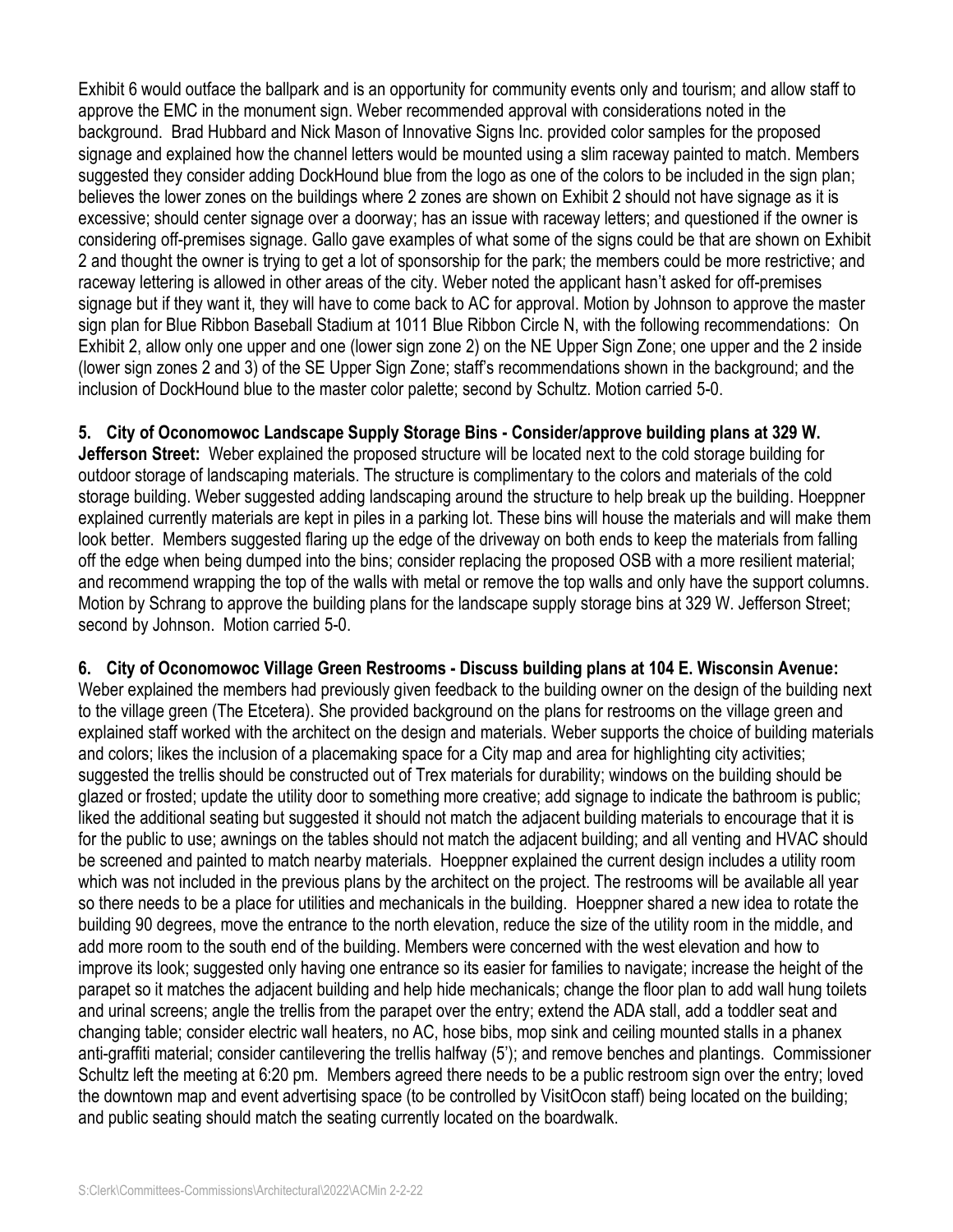Exhibit 6 would outface the ballpark and is an opportunity for community events only and tourism; and allow staff to approve the EMC in the monument sign. Weber recommended approval with considerations noted in the background. Brad Hubbard and Nick Mason of Innovative Signs Inc. provided color samples for the proposed signage and explained how the channel letters would be mounted using a slim raceway painted to match. Members suggested they consider adding DockHound blue from the logo as one of the colors to be included in the sign plan; believes the lower zones on the buildings where 2 zones are shown on Exhibit 2 should not have signage as it is excessive; should center signage over a doorway; has an issue with raceway letters; and questioned if the owner is considering off-premises signage. Gallo gave examples of what some of the signs could be that are shown on Exhibit 2 and thought the owner is trying to get a lot of sponsorship for the park; the members could be more restrictive; and raceway lettering is allowed in other areas of the city. Weber noted the applicant hasn't asked for off-premises signage but if they want it, they will have to come back to AC for approval. Motion by Johnson to approve the master sign plan for Blue Ribbon Baseball Stadium at 1011 Blue Ribbon Circle N, with the following recommendations: On Exhibit 2, allow only one upper and one (lower sign zone 2) on the NE Upper Sign Zone; one upper and the 2 inside (lower sign zones 2 and 3) of the SE Upper Sign Zone; staff's recommendations shown in the background; and the inclusion of DockHound blue to the master color palette; second by Schultz. Motion carried 5-0.

**5. City of Oconomowoc Landscape Supply Storage Bins - Consider/approve building plans at 329 W. Jefferson Street:** Weber explained the proposed structure will be located next to the cold storage building for outdoor storage of landscaping materials. The structure is complimentary to the colors and materials of the cold storage building. Weber suggested adding landscaping around the structure to help break up the building. Hoeppner explained currently materials are kept in piles in a parking lot. These bins will house the materials and will make them look better. Members suggested flaring up the edge of the driveway on both ends to keep the materials from falling off the edge when being dumped into the bins; consider replacing the proposed OSB with a more resilient material; and recommend wrapping the top of the walls with metal or remove the top walls and only have the support columns. Motion by Schrang to approve the building plans for the landscape supply storage bins at 329 W. Jefferson Street; second by Johnson. Motion carried 5-0.

**6. City of Oconomowoc Village Green Restrooms - Discuss building plans at 104 E. Wisconsin Avenue:** Weber explained the members had previously given feedback to the building owner on the design of the building next to the village green (The Etcetera). She provided background on the plans for restrooms on the village green and explained staff worked with the architect on the design and materials. Weber supports the choice of building materials and colors; likes the inclusion of a placemaking space for a City map and area for highlighting city activities; suggested the trellis should be constructed out of Trex materials for durability; windows on the building should be glazed or frosted; update the utility door to something more creative; add signage to indicate the bathroom is public; liked the additional seating but suggested it should not match the adjacent building materials to encourage that it is for the public to use; awnings on the tables should not match the adjacent building; and all venting and HVAC should be screened and painted to match nearby materials. Hoeppner explained the current design includes a utility room which was not included in the previous plans by the architect on the project. The restrooms will be available all year so there needs to be a place for utilities and mechanicals in the building. Hoeppner shared a new idea to rotate the building 90 degrees, move the entrance to the north elevation, reduce the size of the utility room in the middle, and add more room to the south end of the building. Members were concerned with the west elevation and how to improve its look; suggested only having one entrance so its easier for families to navigate; increase the height of the parapet so it matches the adjacent building and help hide mechanicals; change the floor plan to add wall hung toilets and urinal screens; angle the trellis from the parapet over the entry; extend the ADA stall, add a toddler seat and changing table; consider electric wall heaters, no AC, hose bibs, mop sink and ceiling mounted stalls in a phanex anti-graffiti material; consider cantilevering the trellis halfway (5'); and remove benches and plantings. Commissioner Schultz left the meeting at 6:20 pm. Members agreed there needs to be a public restroom sign over the entry; loved the downtown map and event advertising space (to be controlled by VisitOcon staff) being located on the building; and public seating should match the seating currently located on the boardwalk.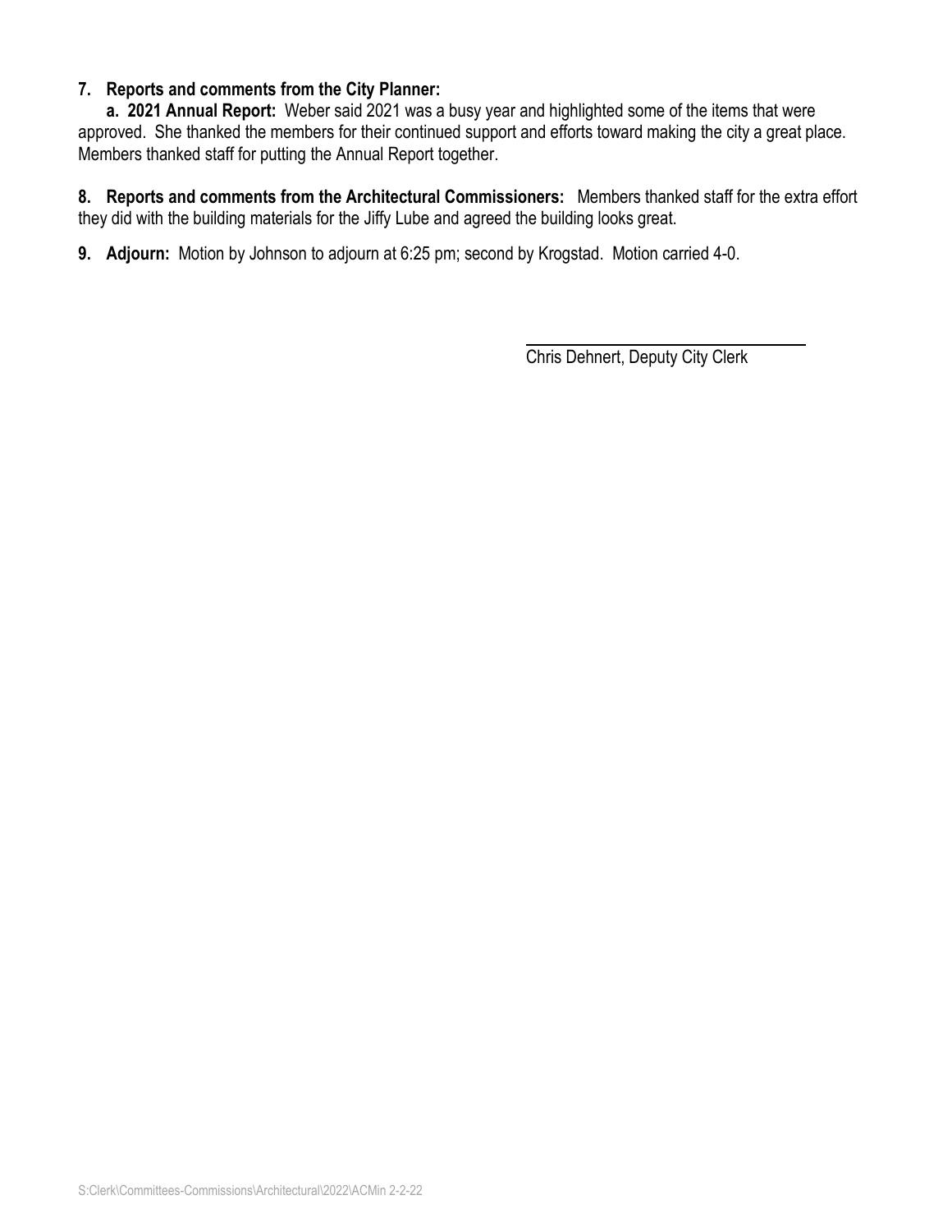**7. Reports and comments from the City Planner:**

**a. 2021 Annual Report:** Weber said 2021 was a busy year and highlighted some of the items that were approved. She thanked the members for their continued support and efforts toward making the city a great place. Members thanked staff for putting the Annual Report together.

**8. Reports and comments from the Architectural Commissioners:** Members thanked staff for the extra effort they did with the building materials for the Jiffy Lube and agreed the building looks great.

**9. Adjourn:** Motion by Johnson to adjourn at 6:25 pm; second by Krogstad. Motion carried 4-0.

Chris Dehnert, Deputy City Clerk

S:Clerk\Committees-Commissions\Architectural\2022\ACMin 2-2-22